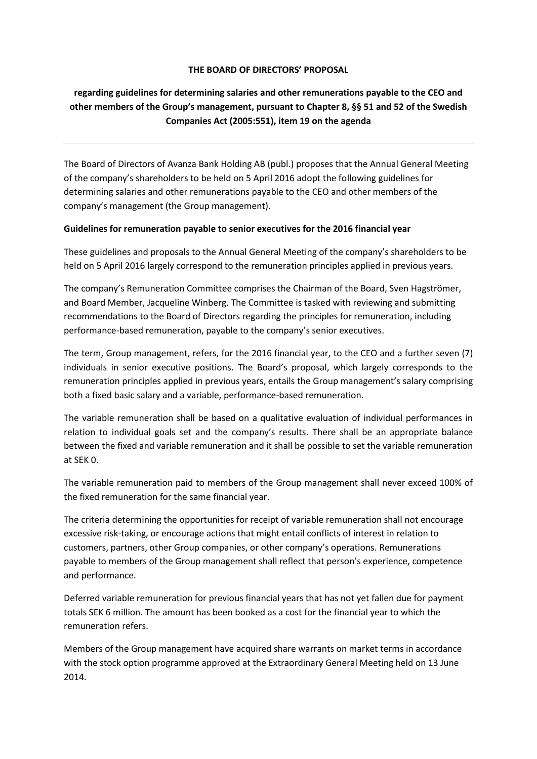**THE BOARD OF DIRECTORS' PROPOSAL**

**regarding guidelines for determining salaries and other remunerations payable to the CEO and other members of the Group's management, pursuant to Chapter 8, §§ 51 and 52 of the Swedish Companies Act (2005:551), item 19 on the agenda**

---

The Board of Directors of Avanza Bank Holding AB (publ.) proposes that the Annual General Meeting of the company's shareholders to be held on 5 April 2016 adopt the following guidelines for determining salaries and other remunerations payable to the CEO and other members of the company's management (the Group management).

**Guidelines for remuneration payable to senior executives for the 2016 financial year**

These guidelines and proposals to the Annual General Meeting of the company's shareholders to be held on 5 April 2016 largely correspond to the remuneration principles applied in previous years.

The company's Remuneration Committee comprises the Chairman of the Board, Sven Hagströmer, and Board Member, Jacqueline Winberg. The Committee is tasked with reviewing and submitting recommendations to the Board of Directors regarding the principles for remuneration, including performance-based remuneration, payable to the company's senior executives.

The term, Group management, refers, for the 2016 financial year, to the CEO and a further seven (7) individuals in senior executive positions. The Board's proposal, which largely corresponds to the remuneration principles applied in previous years, entails the Group management's salary comprising both a fixed basic salary and a variable, performance-based remuneration.

The variable remuneration shall be based on a qualitative evaluation of individual performances in relation to individual goals set and the company's results. There shall be an appropriate balance between the fixed and variable remuneration and it shall be possible to set the variable remuneration at SEK 0.

The variable remuneration paid to members of the Group management shall never exceed 100% of the fixed remuneration for the same financial year.

The criteria determining the opportunities for receipt of variable remuneration shall not encourage excessive risk-taking, or encourage actions that might entail conflicts of interest in relation to customers, partners, other Group companies, or other company's operations. Remunerations payable to members of the Group management shall reflect that person's experience, competence and performance.

Deferred variable remuneration for previous financial years that has not yet fallen due for payment totals SEK 6 million. The amount has been booked as a cost for the financial year to which the remuneration refers.

Members of the Group management have acquired share warrants on market terms in accordance with the stock option programme approved at the Extraordinary General Meeting held on 13 June 2014.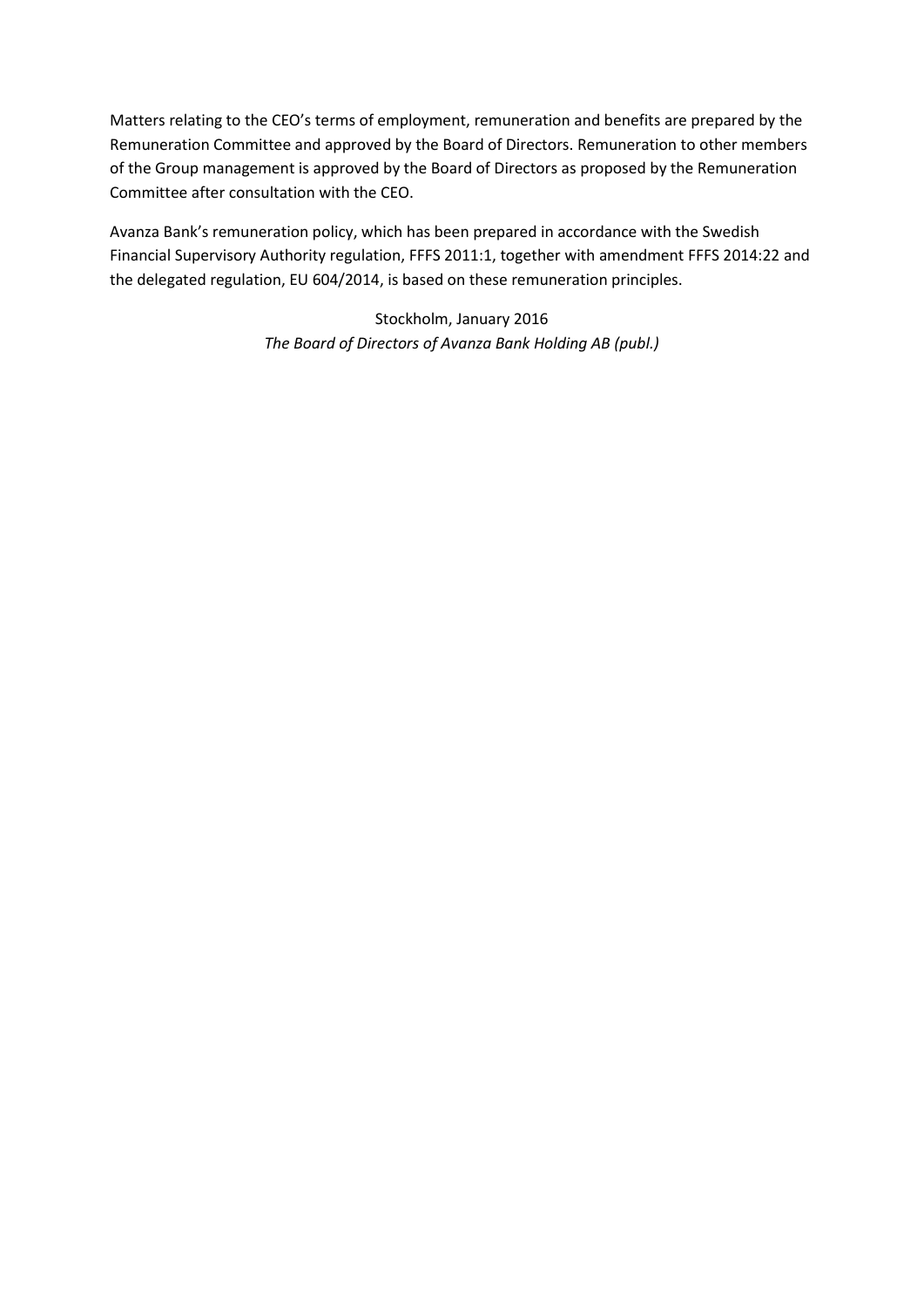Matters relating to the CEO's terms of employment, remuneration and benefits are prepared by the Remuneration Committee and approved by the Board of Directors. Remuneration to other members of the Group management is approved by the Board of Directors as proposed by the Remuneration Committee after consultation with the CEO.

Avanza Bank's remuneration policy, which has been prepared in accordance with the Swedish Financial Supervisory Authority regulation, FFFS 2011:1, together with amendment FFFS 2014:22 and the delegated regulation, EU 604/2014, is based on these remuneration principles.

Stockholm, January 2016

*The Board of Directors of Avanza Bank Holding AB (publ.)*